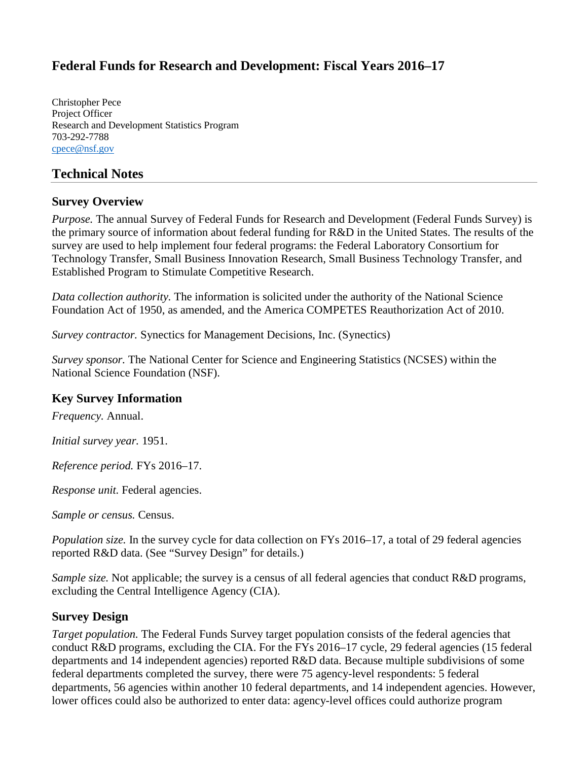# Federal Funds for Research and Development: Fiscal Years 2016–17

Christopher Pece
Project Officer
Research and Development Statistics Program
703-292-7788
cpece@nsf.gov

## Technical Notes

### Survey Overview

*Purpose.* The annual Survey of Federal Funds for Research and Development (Federal Funds Survey) is the primary source of information about federal funding for R&D in the United States. The results of the survey are used to help implement four federal programs: the Federal Laboratory Consortium for Technology Transfer, Small Business Innovation Research, Small Business Technology Transfer, and Established Program to Stimulate Competitive Research.

*Data collection authority.* The information is solicited under the authority of the National Science Foundation Act of 1950, as amended, and the America COMPETES Reauthorization Act of 2010.

*Survey contractor.* Synectics for Management Decisions, Inc. (Synectics)

*Survey sponsor.* The National Center for Science and Engineering Statistics (NCSES) within the National Science Foundation (NSF).

### Key Survey Information

*Frequency.* Annual.

*Initial survey year.* 1951.

*Reference period.* FYs 2016–17.

*Response unit.* Federal agencies.

*Sample or census.* Census.

*Population size.* In the survey cycle for data collection on FYs 2016–17, a total of 29 federal agencies reported R&D data. (See "Survey Design" for details.)

*Sample size.* Not applicable; the survey is a census of all federal agencies that conduct R&D programs, excluding the Central Intelligence Agency (CIA).

### Survey Design

*Target population.* The Federal Funds Survey target population consists of the federal agencies that conduct R&D programs, excluding the CIA. For the FYs 2016–17 cycle, 29 federal agencies (15 federal departments and 14 independent agencies) reported R&D data. Because multiple subdivisions of some federal departments completed the survey, there were 75 agency-level respondents: 5 federal departments, 56 agencies within another 10 federal departments, and 14 independent agencies. However, lower offices could also be authorized to enter data: agency-level offices could authorize program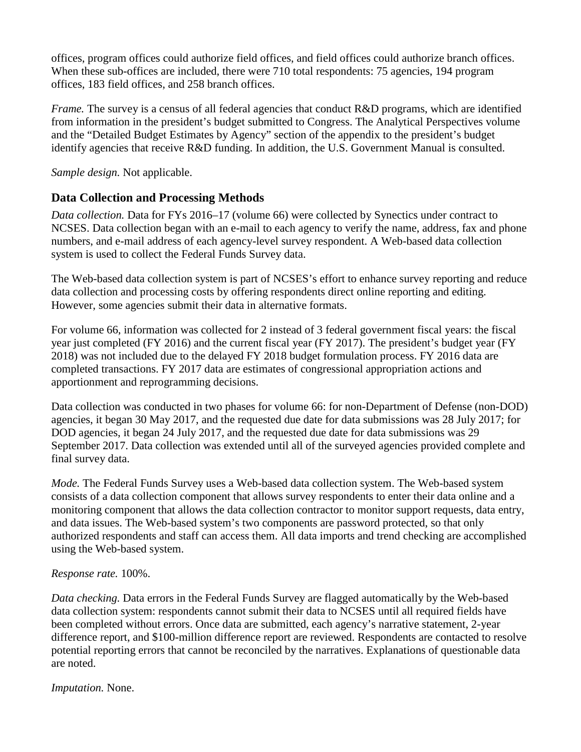offices, program offices could authorize field offices, and field offices could authorize branch offices. When these sub-offices are included, there were 710 total respondents: 75 agencies, 194 program offices, 183 field offices, and 258 branch offices.

*Frame.* The survey is a census of all federal agencies that conduct R&D programs, which are identified from information in the president's budget submitted to Congress. The Analytical Perspectives volume and the "Detailed Budget Estimates by Agency" section of the appendix to the president's budget identify agencies that receive R&D funding. In addition, the U.S. Government Manual is consulted.

*Sample design.* Not applicable.

## Data Collection and Processing Methods

*Data collection.* Data for FYs 2016–17 (volume 66) were collected by Synectics under contract to NCSES. Data collection began with an e-mail to each agency to verify the name, address, fax and phone numbers, and e-mail address of each agency-level survey respondent. A Web-based data collection system is used to collect the Federal Funds Survey data.

The Web-based data collection system is part of NCSES's effort to enhance survey reporting and reduce data collection and processing costs by offering respondents direct online reporting and editing. However, some agencies submit their data in alternative formats.

For volume 66, information was collected for 2 instead of 3 federal government fiscal years: the fiscal year just completed (FY 2016) and the current fiscal year (FY 2017). The president's budget year (FY 2018) was not included due to the delayed FY 2018 budget formulation process. FY 2016 data are completed transactions. FY 2017 data are estimates of congressional appropriation actions and apportionment and reprogramming decisions.

Data collection was conducted in two phases for volume 66: for non-Department of Defense (non-DOD) agencies, it began 30 May 2017, and the requested due date for data submissions was 28 July 2017; for DOD agencies, it began 24 July 2017, and the requested due date for data submissions was 29 September 2017. Data collection was extended until all of the surveyed agencies provided complete and final survey data.

*Mode.* The Federal Funds Survey uses a Web-based data collection system. The Web-based system consists of a data collection component that allows survey respondents to enter their data online and a monitoring component that allows the data collection contractor to monitor support requests, data entry, and data issues. The Web-based system's two components are password protected, so that only authorized respondents and staff can access them. All data imports and trend checking are accomplished using the Web-based system.

*Response rate.* 100%.

*Data checking.* Data errors in the Federal Funds Survey are flagged automatically by the Web-based data collection system: respondents cannot submit their data to NCSES until all required fields have been completed without errors. Once data are submitted, each agency's narrative statement, 2-year difference report, and $100-million difference report are reviewed. Respondents are contacted to resolve potential reporting errors that cannot be reconciled by the narratives. Explanations of questionable data are noted.

*Imputation.* None.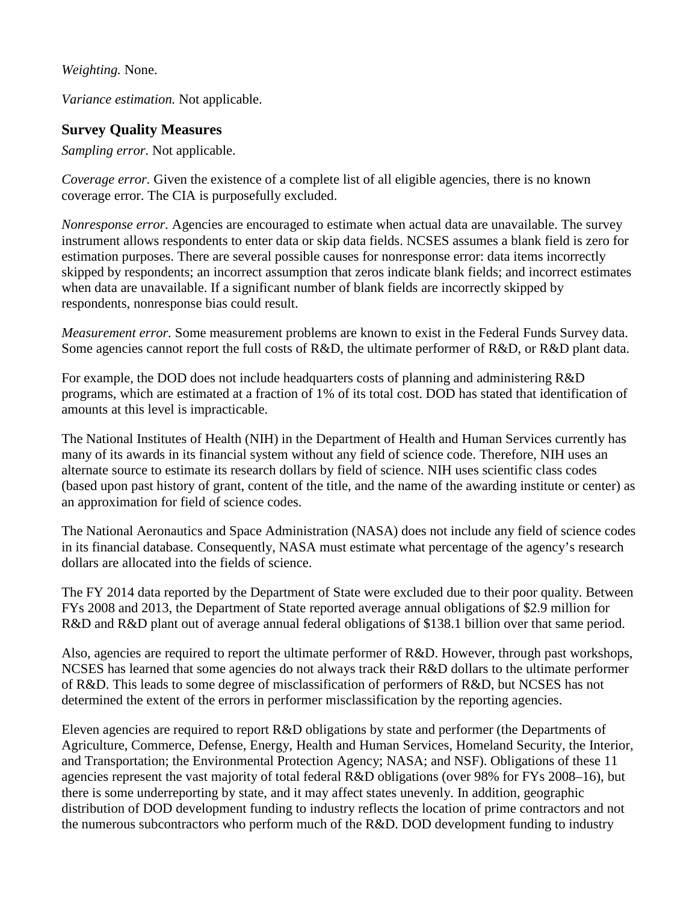*Weighting.* None.

*Variance estimation.* Not applicable.

### Survey Quality Measures

*Sampling error.* Not applicable.

*Coverage error.* Given the existence of a complete list of all eligible agencies, there is no known coverage error. The CIA is purposefully excluded.

*Nonresponse error.* Agencies are encouraged to estimate when actual data are unavailable. The survey instrument allows respondents to enter data or skip data fields. NCSES assumes a blank field is zero for estimation purposes. There are several possible causes for nonresponse error: data items incorrectly skipped by respondents; an incorrect assumption that zeros indicate blank fields; and incorrect estimates when data are unavailable. If a significant number of blank fields are incorrectly skipped by respondents, nonresponse bias could result.

*Measurement error.* Some measurement problems are known to exist in the Federal Funds Survey data. Some agencies cannot report the full costs of R&D, the ultimate performer of R&D, or R&D plant data.

For example, the DOD does not include headquarters costs of planning and administering R&D programs, which are estimated at a fraction of 1% of its total cost. DOD has stated that identification of amounts at this level is impracticable.

The National Institutes of Health (NIH) in the Department of Health and Human Services currently has many of its awards in its financial system without any field of science code. Therefore, NIH uses an alternate source to estimate its research dollars by field of science. NIH uses scientific class codes (based upon past history of grant, content of the title, and the name of the awarding institute or center) as an approximation for field of science codes.

The National Aeronautics and Space Administration (NASA) does not include any field of science codes in its financial database. Consequently, NASA must estimate what percentage of the agency's research dollars are allocated into the fields of science.

The FY 2014 data reported by the Department of State were excluded due to their poor quality. Between FYs 2008 and 2013, the Department of State reported average annual obligations of $2.9 million for R&D and R&D plant out of average annual federal obligations of $138.1 billion over that same period.

Also, agencies are required to report the ultimate performer of R&D. However, through past workshops, NCSES has learned that some agencies do not always track their R&D dollars to the ultimate performer of R&D. This leads to some degree of misclassification of performers of R&D, but NCSES has not determined the extent of the errors in performer misclassification by the reporting agencies.

Eleven agencies are required to report R&D obligations by state and performer (the Departments of Agriculture, Commerce, Defense, Energy, Health and Human Services, Homeland Security, the Interior, and Transportation; the Environmental Protection Agency; NASA; and NSF). Obligations of these 11 agencies represent the vast majority of total federal R&D obligations (over 98% for FYs 2008–16), but there is some underreporting by state, and it may affect states unevenly. In addition, geographic distribution of DOD development funding to industry reflects the location of prime contractors and not the numerous subcontractors who perform much of the R&D. DOD development funding to industry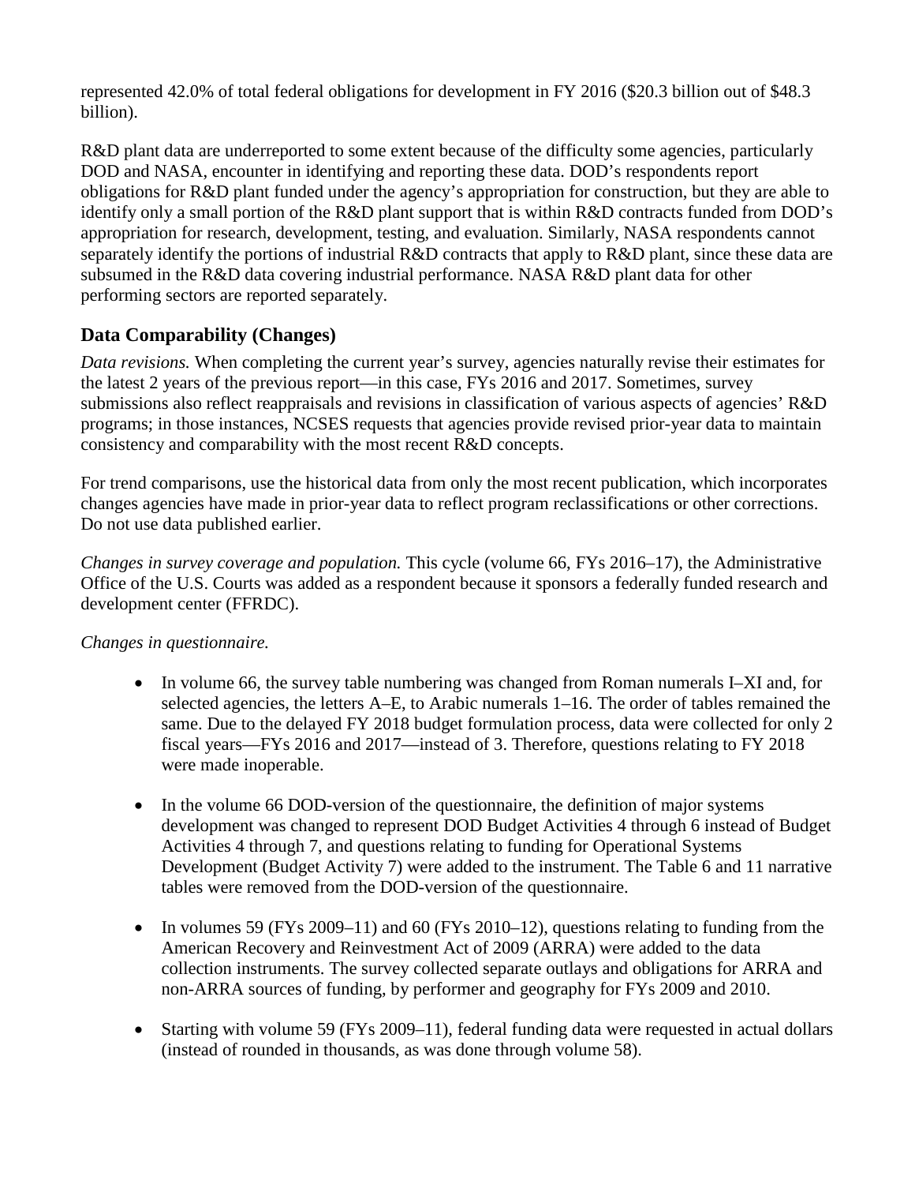represented 42.0% of total federal obligations for development in FY 2016 ($20.3 billion out of $48.3 billion).

R&D plant data are underreported to some extent because of the difficulty some agencies, particularly DOD and NASA, encounter in identifying and reporting these data. DOD's respondents report obligations for R&D plant funded under the agency's appropriation for construction, but they are able to identify only a small portion of the R&D plant support that is within R&D contracts funded from DOD's appropriation for research, development, testing, and evaluation. Similarly, NASA respondents cannot separately identify the portions of industrial R&D contracts that apply to R&D plant, since these data are subsumed in the R&D data covering industrial performance. NASA R&D plant data for other performing sectors are reported separately.

## Data Comparability (Changes)

*Data revisions.* When completing the current year's survey, agencies naturally revise their estimates for the latest 2 years of the previous report—in this case, FYs 2016 and 2017. Sometimes, survey submissions also reflect reappraisals and revisions in classification of various aspects of agencies' R&D programs; in those instances, NCSES requests that agencies provide revised prior-year data to maintain consistency and comparability with the most recent R&D concepts.

For trend comparisons, use the historical data from only the most recent publication, which incorporates changes agencies have made in prior-year data to reflect program reclassifications or other corrections. Do not use data published earlier.

*Changes in survey coverage and population.* This cycle (volume 66, FYs 2016–17), the Administrative Office of the U.S. Courts was added as a respondent because it sponsors a federally funded research and development center (FFRDC).

*Changes in questionnaire.*

- In volume 66, the survey table numbering was changed from Roman numerals I–XI and, for selected agencies, the letters A–E, to Arabic numerals 1–16. The order of tables remained the same. Due to the delayed FY 2018 budget formulation process, data were collected for only 2 fiscal years—FYs 2016 and 2017—instead of 3. Therefore, questions relating to FY 2018 were made inoperable.
- In the volume 66 DOD-version of the questionnaire, the definition of major systems development was changed to represent DOD Budget Activities 4 through 6 instead of Budget Activities 4 through 7, and questions relating to funding for Operational Systems Development (Budget Activity 7) were added to the instrument. The Table 6 and 11 narrative tables were removed from the DOD-version of the questionnaire.
- In volumes 59 (FYs 2009–11) and 60 (FYs 2010–12), questions relating to funding from the American Recovery and Reinvestment Act of 2009 (ARRA) were added to the data collection instruments. The survey collected separate outlays and obligations for ARRA and non-ARRA sources of funding, by performer and geography for FYs 2009 and 2010.
- Starting with volume 59 (FYs 2009–11), federal funding data were requested in actual dollars (instead of rounded in thousands, as was done through volume 58).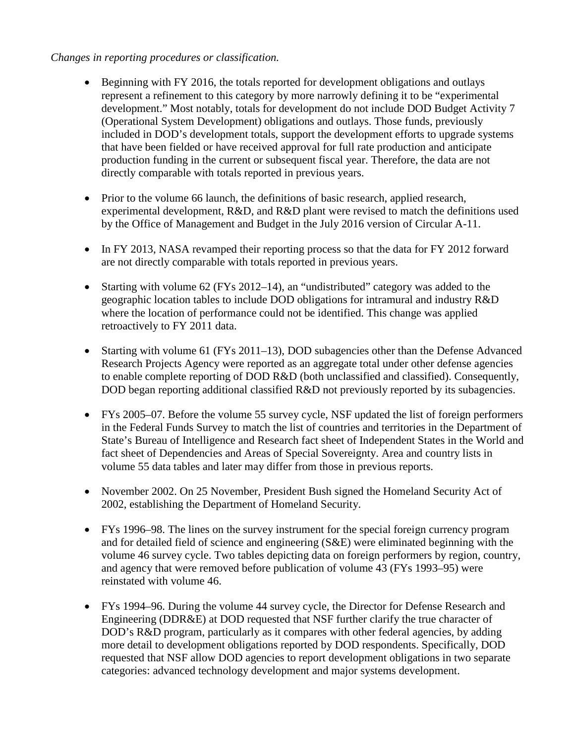*Changes in reporting procedures or classification.*

- Beginning with FY 2016, the totals reported for development obligations and outlays represent a refinement to this category by more narrowly defining it to be "experimental development." Most notably, totals for development do not include DOD Budget Activity 7 (Operational System Development) obligations and outlays. Those funds, previously included in DOD's development totals, support the development efforts to upgrade systems that have been fielded or have received approval for full rate production and anticipate production funding in the current or subsequent fiscal year. Therefore, the data are not directly comparable with totals reported in previous years.

- Prior to the volume 66 launch, the definitions of basic research, applied research, experimental development, R&D, and R&D plant were revised to match the definitions used by the Office of Management and Budget in the July 2016 version of Circular A-11.

- In FY 2013, NASA revamped their reporting process so that the data for FY 2012 forward are not directly comparable with totals reported in previous years.

- Starting with volume 62 (FYs 2012–14), an "undistributed" category was added to the geographic location tables to include DOD obligations for intramural and industry R&D where the location of performance could not be identified. This change was applied retroactively to FY 2011 data.

- Starting with volume 61 (FYs 2011–13), DOD subagencies other than the Defense Advanced Research Projects Agency were reported as an aggregate total under other defense agencies to enable complete reporting of DOD R&D (both unclassified and classified). Consequently, DOD began reporting additional classified R&D not previously reported by its subagencies.

- FYs 2005–07. Before the volume 55 survey cycle, NSF updated the list of foreign performers in the Federal Funds Survey to match the list of countries and territories in the Department of State's Bureau of Intelligence and Research fact sheet of Independent States in the World and fact sheet of Dependencies and Areas of Special Sovereignty. Area and country lists in volume 55 data tables and later may differ from those in previous reports.

- November 2002. On 25 November, President Bush signed the Homeland Security Act of 2002, establishing the Department of Homeland Security.

- FYs 1996–98. The lines on the survey instrument for the special foreign currency program and for detailed field of science and engineering (S&E) were eliminated beginning with the volume 46 survey cycle. Two tables depicting data on foreign performers by region, country, and agency that were removed before publication of volume 43 (FYs 1993–95) were reinstated with volume 46.

- FYs 1994–96. During the volume 44 survey cycle, the Director for Defense Research and Engineering (DDR&E) at DOD requested that NSF further clarify the true character of DOD's R&D program, particularly as it compares with other federal agencies, by adding more detail to development obligations reported by DOD respondents. Specifically, DOD requested that NSF allow DOD agencies to report development obligations in two separate categories: advanced technology development and major systems development.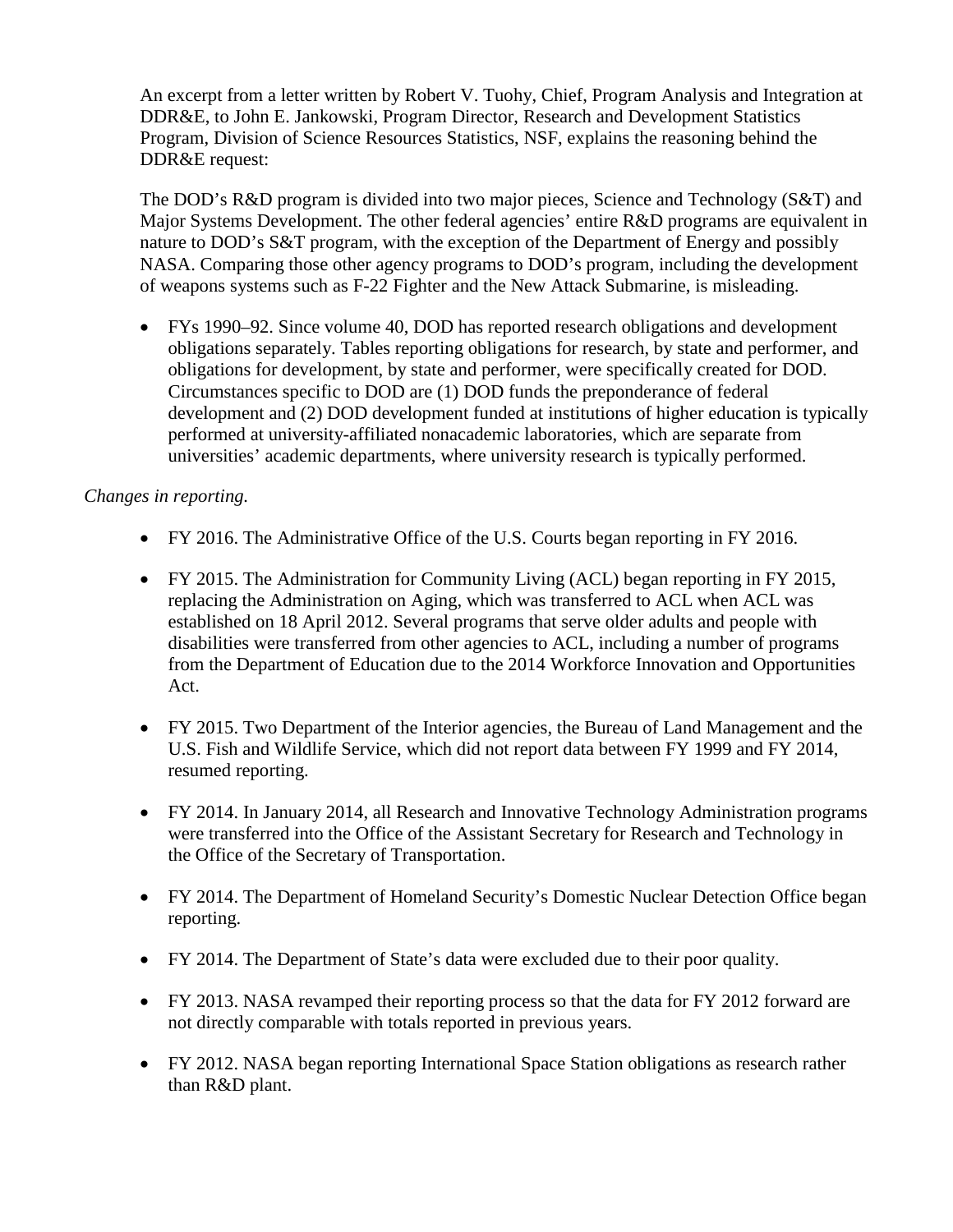An excerpt from a letter written by Robert V. Tuohy, Chief, Program Analysis and Integration at DDR&E, to John E. Jankowski, Program Director, Research and Development Statistics Program, Division of Science Resources Statistics, NSF, explains the reasoning behind the DDR&E request:

The DOD's R&D program is divided into two major pieces, Science and Technology (S&T) and Major Systems Development. The other federal agencies' entire R&D programs are equivalent in nature to DOD's S&T program, with the exception of the Department of Energy and possibly NASA. Comparing those other agency programs to DOD's program, including the development of weapons systems such as F-22 Fighter and the New Attack Submarine, is misleading.

- FYs 1990–92. Since volume 40, DOD has reported research obligations and development obligations separately. Tables reporting obligations for research, by state and performer, and obligations for development, by state and performer, were specifically created for DOD. Circumstances specific to DOD are (1) DOD funds the preponderance of federal development and (2) DOD development funded at institutions of higher education is typically performed at university-affiliated nonacademic laboratories, which are separate from universities' academic departments, where university research is typically performed.

*Changes in reporting.*

- FY 2016. The Administrative Office of the U.S. Courts began reporting in FY 2016.
- FY 2015. The Administration for Community Living (ACL) began reporting in FY 2015, replacing the Administration on Aging, which was transferred to ACL when ACL was established on 18 April 2012. Several programs that serve older adults and people with disabilities were transferred from other agencies to ACL, including a number of programs from the Department of Education due to the 2014 Workforce Innovation and Opportunities Act.
- FY 2015. Two Department of the Interior agencies, the Bureau of Land Management and the U.S. Fish and Wildlife Service, which did not report data between FY 1999 and FY 2014, resumed reporting.
- FY 2014. In January 2014, all Research and Innovative Technology Administration programs were transferred into the Office of the Assistant Secretary for Research and Technology in the Office of the Secretary of Transportation.
- FY 2014. The Department of Homeland Security's Domestic Nuclear Detection Office began reporting.
- FY 2014. The Department of State's data were excluded due to their poor quality.
- FY 2013. NASA revamped their reporting process so that the data for FY 2012 forward are not directly comparable with totals reported in previous years.
- FY 2012. NASA began reporting International Space Station obligations as research rather than R&D plant.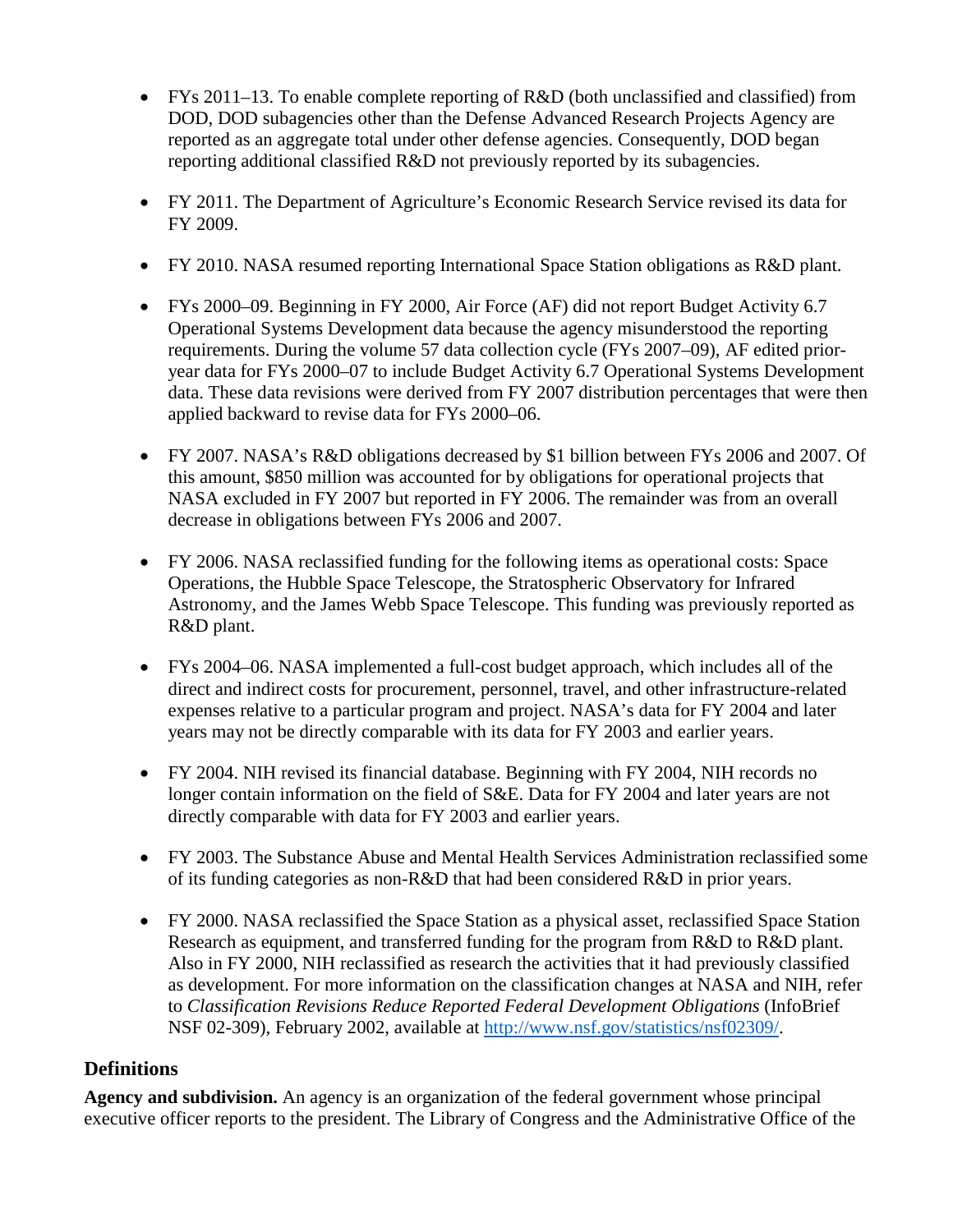- FYs 2011–13. To enable complete reporting of R&D (both unclassified and classified) from DOD, DOD subagencies other than the Defense Advanced Research Projects Agency are reported as an aggregate total under other defense agencies. Consequently, DOD began reporting additional classified R&D not previously reported by its subagencies.

- FY 2011. The Department of Agriculture's Economic Research Service revised its data for FY 2009.

- FY 2010. NASA resumed reporting International Space Station obligations as R&D plant.

- FYs 2000–09. Beginning in FY 2000, Air Force (AF) did not report Budget Activity 6.7 Operational Systems Development data because the agency misunderstood the reporting requirements. During the volume 57 data collection cycle (FYs 2007–09), AF edited prior-year data for FYs 2000–07 to include Budget Activity 6.7 Operational Systems Development data. These data revisions were derived from FY 2007 distribution percentages that were then applied backward to revise data for FYs 2000–06.

- FY 2007. NASA's R&D obligations decreased by $1 billion between FYs 2006 and 2007. Of this amount, $850 million was accounted for by obligations for operational projects that NASA excluded in FY 2007 but reported in FY 2006. The remainder was from an overall decrease in obligations between FYs 2006 and 2007.

- FY 2006. NASA reclassified funding for the following items as operational costs: Space Operations, the Hubble Space Telescope, the Stratospheric Observatory for Infrared Astronomy, and the James Webb Space Telescope. This funding was previously reported as R&D plant.

- FYs 2004–06. NASA implemented a full-cost budget approach, which includes all of the direct and indirect costs for procurement, personnel, travel, and other infrastructure-related expenses relative to a particular program and project. NASA's data for FY 2004 and later years may not be directly comparable with its data for FY 2003 and earlier years.

- FY 2004. NIH revised its financial database. Beginning with FY 2004, NIH records no longer contain information on the field of S&E. Data for FY 2004 and later years are not directly comparable with data for FY 2003 and earlier years.

- FY 2003. The Substance Abuse and Mental Health Services Administration reclassified some of its funding categories as non-R&D that had been considered R&D in prior years.

- FY 2000. NASA reclassified the Space Station as a physical asset, reclassified Space Station Research as equipment, and transferred funding for the program from R&D to R&D plant. Also in FY 2000, NIH reclassified as research the activities that it had previously classified as development. For more information on the classification changes at NASA and NIH, refer to *Classification Revisions Reduce Reported Federal Development Obligations* (InfoBrief NSF 02-309), February 2002, available at http://www.nsf.gov/statistics/nsf02309/.

## Definitions

**Agency and subdivision.** An agency is an organization of the federal government whose principal executive officer reports to the president. The Library of Congress and the Administrative Office of the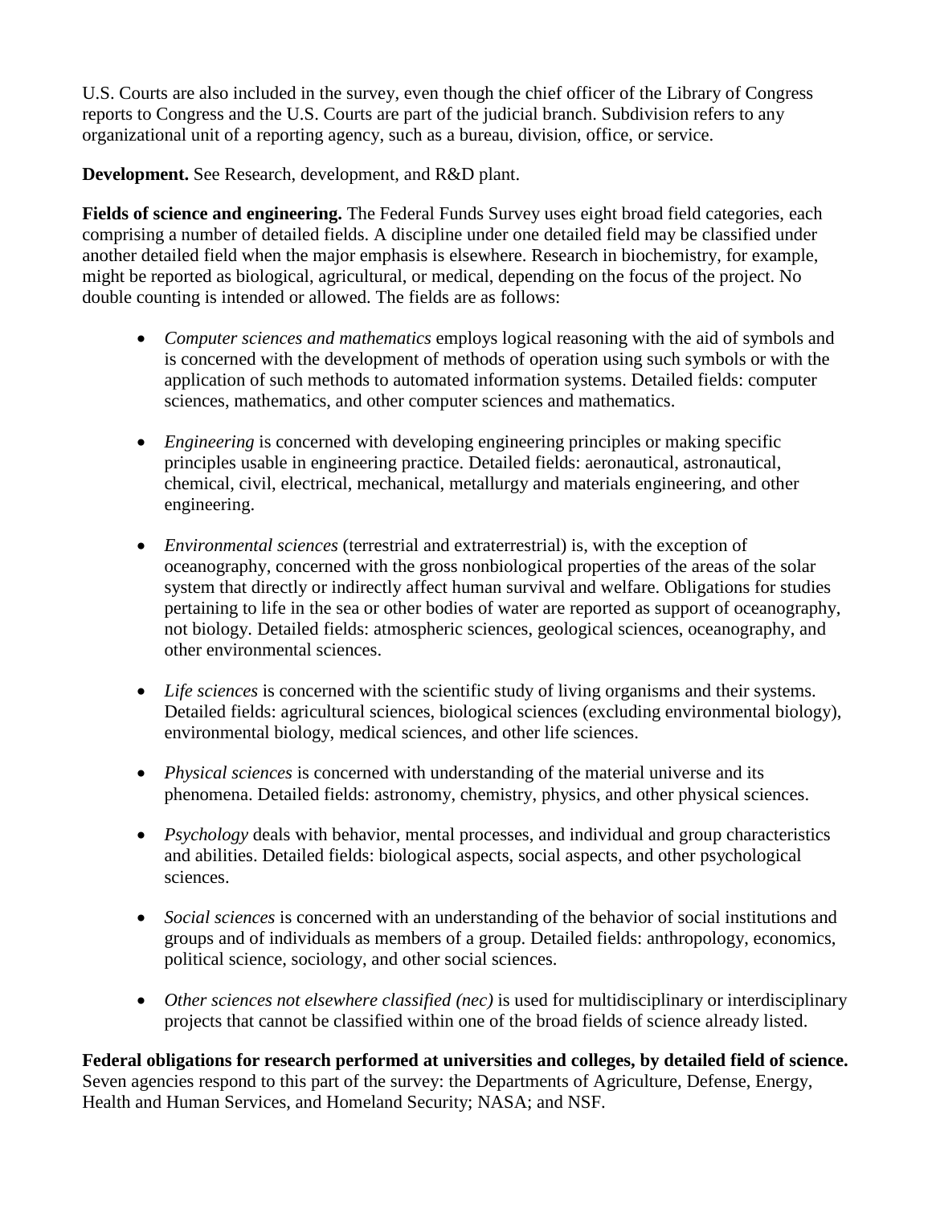U.S. Courts are also included in the survey, even though the chief officer of the Library of Congress reports to Congress and the U.S. Courts are part of the judicial branch. Subdivision refers to any organizational unit of a reporting agency, such as a bureau, division, office, or service.

**Development.** See Research, development, and R&D plant.

**Fields of science and engineering.** The Federal Funds Survey uses eight broad field categories, each comprising a number of detailed fields. A discipline under one detailed field may be classified under another detailed field when the major emphasis is elsewhere. Research in biochemistry, for example, might be reported as biological, agricultural, or medical, depending on the focus of the project. No double counting is intended or allowed. The fields are as follows:

- *Computer sciences and mathematics* employs logical reasoning with the aid of symbols and is concerned with the development of methods of operation using such symbols or with the application of such methods to automated information systems. Detailed fields: computer sciences, mathematics, and other computer sciences and mathematics.

- *Engineering* is concerned with developing engineering principles or making specific principles usable in engineering practice. Detailed fields: aeronautical, astronautical, chemical, civil, electrical, mechanical, metallurgy and materials engineering, and other engineering.

- *Environmental sciences* (terrestrial and extraterrestrial) is, with the exception of oceanography, concerned with the gross nonbiological properties of the areas of the solar system that directly or indirectly affect human survival and welfare. Obligations for studies pertaining to life in the sea or other bodies of water are reported as support of oceanography, not biology. Detailed fields: atmospheric sciences, geological sciences, oceanography, and other environmental sciences.

- *Life sciences* is concerned with the scientific study of living organisms and their systems. Detailed fields: agricultural sciences, biological sciences (excluding environmental biology), environmental biology, medical sciences, and other life sciences.

- *Physical sciences* is concerned with understanding of the material universe and its phenomena. Detailed fields: astronomy, chemistry, physics, and other physical sciences.

- *Psychology* deals with behavior, mental processes, and individual and group characteristics and abilities. Detailed fields: biological aspects, social aspects, and other psychological sciences.

- *Social sciences* is concerned with an understanding of the behavior of social institutions and groups and of individuals as members of a group. Detailed fields: anthropology, economics, political science, sociology, and other social sciences.

- *Other sciences not elsewhere classified (nec)* is used for multidisciplinary or interdisciplinary projects that cannot be classified within one of the broad fields of science already listed.

**Federal obligations for research performed at universities and colleges, by detailed field of science.** Seven agencies respond to this part of the survey: the Departments of Agriculture, Defense, Energy, Health and Human Services, and Homeland Security; NASA; and NSF.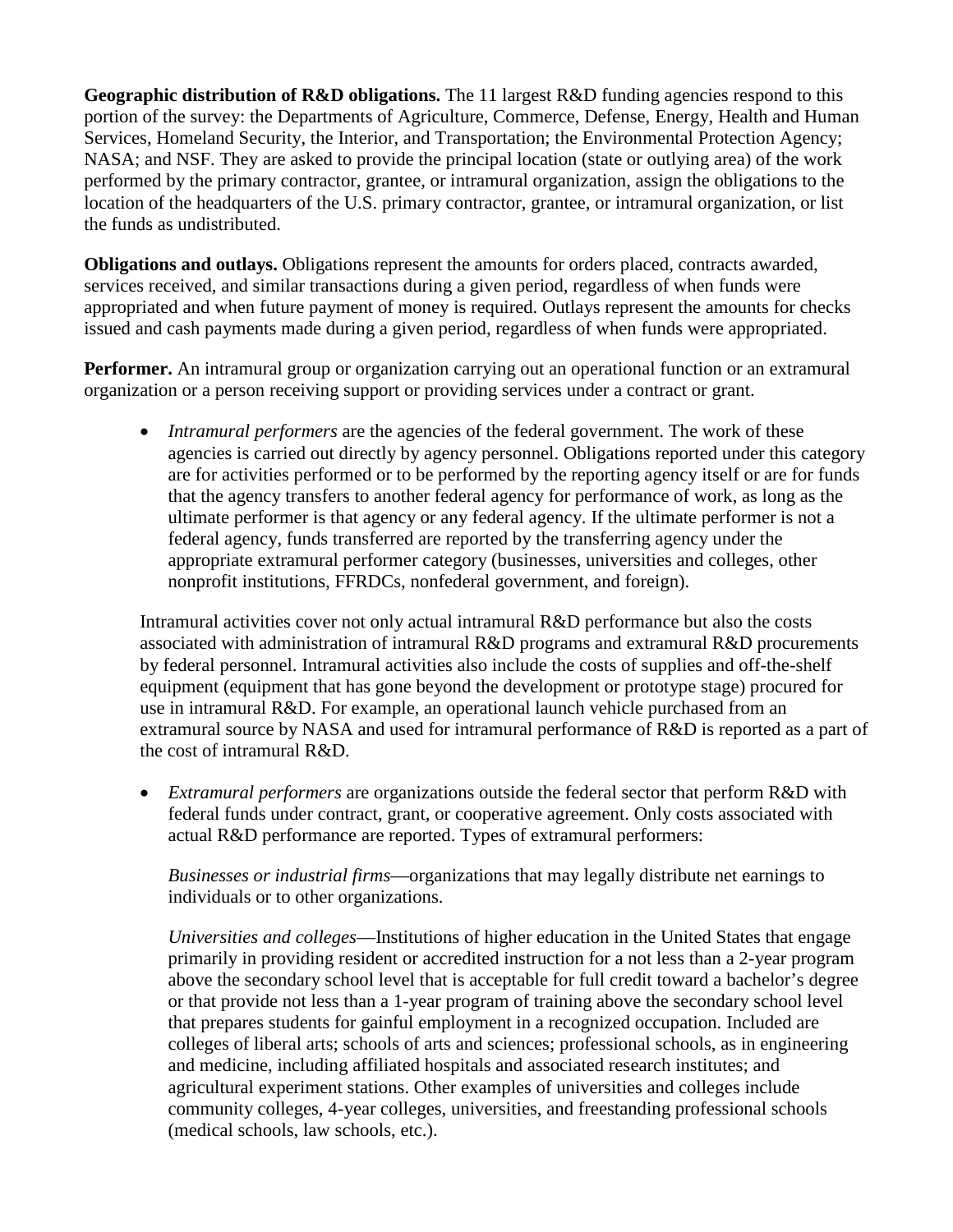**Geographic distribution of R&D obligations.** The 11 largest R&D funding agencies respond to this portion of the survey: the Departments of Agriculture, Commerce, Defense, Energy, Health and Human Services, Homeland Security, the Interior, and Transportation; the Environmental Protection Agency; NASA; and NSF. They are asked to provide the principal location (state or outlying area) of the work performed by the primary contractor, grantee, or intramural organization, assign the obligations to the location of the headquarters of the U.S. primary contractor, grantee, or intramural organization, or list the funds as undistributed.

**Obligations and outlays.** Obligations represent the amounts for orders placed, contracts awarded, services received, and similar transactions during a given period, regardless of when funds were appropriated and when future payment of money is required. Outlays represent the amounts for checks issued and cash payments made during a given period, regardless of when funds were appropriated.

**Performer.** An intramural group or organization carrying out an operational function or an extramural organization or a person receiving support or providing services under a contract or grant.

- *Intramural performers* are the agencies of the federal government. The work of these agencies is carried out directly by agency personnel. Obligations reported under this category are for activities performed or to be performed by the reporting agency itself or are for funds that the agency transfers to another federal agency for performance of work, as long as the ultimate performer is that agency or any federal agency. If the ultimate performer is not a federal agency, funds transferred are reported by the transferring agency under the appropriate extramural performer category (businesses, universities and colleges, other nonprofit institutions, FFRDCs, nonfederal government, and foreign).

  Intramural activities cover not only actual intramural R&D performance but also the costs associated with administration of intramural R&D programs and extramural R&D procurements by federal personnel. Intramural activities also include the costs of supplies and off-the-shelf equipment (equipment that has gone beyond the development or prototype stage) procured for use in intramural R&D. For example, an operational launch vehicle purchased from an extramural source by NASA and used for intramural performance of R&D is reported as a part of the cost of intramural R&D.

- *Extramural performers* are organizations outside the federal sector that perform R&D with federal funds under contract, grant, or cooperative agreement. Only costs associated with actual R&D performance are reported. Types of extramural performers:

  *Businesses or industrial firms*—organizations that may legally distribute net earnings to individuals or to other organizations.

  *Universities and colleges*—Institutions of higher education in the United States that engage primarily in providing resident or accredited instruction for a not less than a 2-year program above the secondary school level that is acceptable for full credit toward a bachelor's degree or that provide not less than a 1-year program of training above the secondary school level that prepares students for gainful employment in a recognized occupation. Included are colleges of liberal arts; schools of arts and sciences; professional schools, as in engineering and medicine, including affiliated hospitals and associated research institutes; and agricultural experiment stations. Other examples of universities and colleges include community colleges, 4-year colleges, universities, and freestanding professional schools (medical schools, law schools, etc.).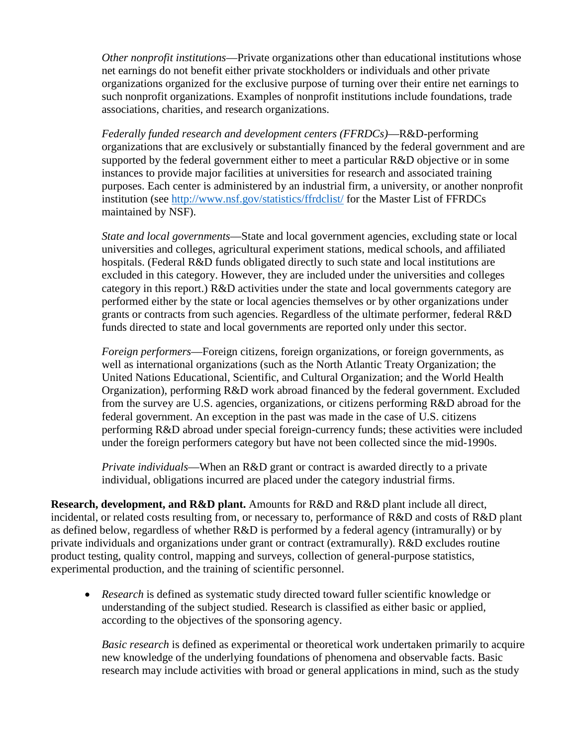*Other nonprofit institutions*—Private organizations other than educational institutions whose net earnings do not benefit either private stockholders or individuals and other private organizations organized for the exclusive purpose of turning over their entire net earnings to such nonprofit organizations. Examples of nonprofit institutions include foundations, trade associations, charities, and research organizations.

*Federally funded research and development centers (FFRDCs)*—R&D-performing organizations that are exclusively or substantially financed by the federal government and are supported by the federal government either to meet a particular R&D objective or in some instances to provide major facilities at universities for research and associated training purposes. Each center is administered by an industrial firm, a university, or another nonprofit institution (see http://www.nsf.gov/statistics/ffrdclist/ for the Master List of FFRDCs maintained by NSF).

*State and local governments*—State and local government agencies, excluding state or local universities and colleges, agricultural experiment stations, medical schools, and affiliated hospitals. (Federal R&D funds obligated directly to such state and local institutions are excluded in this category. However, they are included under the universities and colleges category in this report.) R&D activities under the state and local governments category are performed either by the state or local agencies themselves or by other organizations under grants or contracts from such agencies. Regardless of the ultimate performer, federal R&D funds directed to state and local governments are reported only under this sector.

*Foreign performers*—Foreign citizens, foreign organizations, or foreign governments, as well as international organizations (such as the North Atlantic Treaty Organization; the United Nations Educational, Scientific, and Cultural Organization; and the World Health Organization), performing R&D work abroad financed by the federal government. Excluded from the survey are U.S. agencies, organizations, or citizens performing R&D abroad for the federal government. An exception in the past was made in the case of U.S. citizens performing R&D abroad under special foreign-currency funds; these activities were included under the foreign performers category but have not been collected since the mid-1990s.

*Private individuals*—When an R&D grant or contract is awarded directly to a private individual, obligations incurred are placed under the category industrial firms.

**Research, development, and R&D plant.** Amounts for R&D and R&D plant include all direct, incidental, or related costs resulting from, or necessary to, performance of R&D and costs of R&D plant as defined below, regardless of whether R&D is performed by a federal agency (intramurally) or by private individuals and organizations under grant or contract (extramurally). R&D excludes routine product testing, quality control, mapping and surveys, collection of general-purpose statistics, experimental production, and the training of scientific personnel.

- *Research* is defined as systematic study directed toward fuller scientific knowledge or understanding of the subject studied. Research is classified as either basic or applied, according to the objectives of the sponsoring agency.

  *Basic research* is defined as experimental or theoretical work undertaken primarily to acquire new knowledge of the underlying foundations of phenomena and observable facts. Basic research may include activities with broad or general applications in mind, such as the study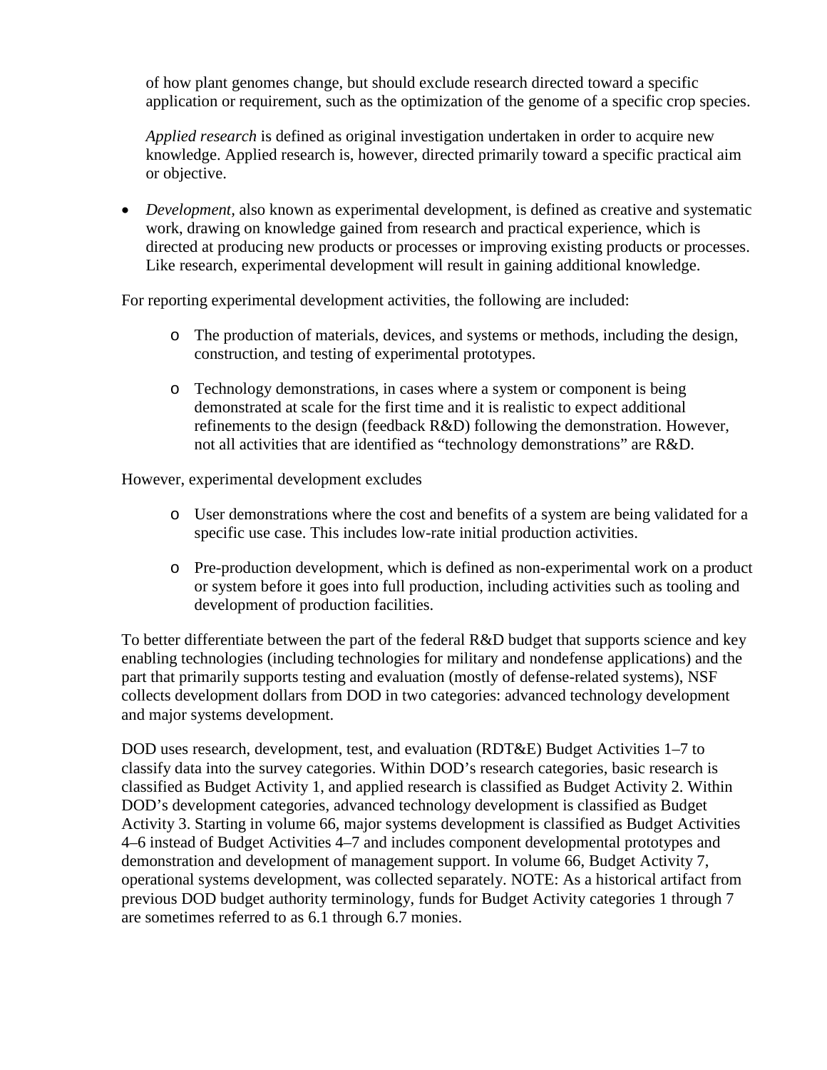of how plant genomes change, but should exclude research directed toward a specific application or requirement, such as the optimization of the genome of a specific crop species.

*Applied research* is defined as original investigation undertaken in order to acquire new knowledge. Applied research is, however, directed primarily toward a specific practical aim or objective.

- *Development*, also known as experimental development, is defined as creative and systematic work, drawing on knowledge gained from research and practical experience, which is directed at producing new products or processes or improving existing products or processes. Like research, experimental development will result in gaining additional knowledge.

For reporting experimental development activities, the following are included:

- The production of materials, devices, and systems or methods, including the design, construction, and testing of experimental prototypes.
- Technology demonstrations, in cases where a system or component is being demonstrated at scale for the first time and it is realistic to expect additional refinements to the design (feedback R&D) following the demonstration. However, not all activities that are identified as "technology demonstrations" are R&D.

However, experimental development excludes

- User demonstrations where the cost and benefits of a system are being validated for a specific use case. This includes low-rate initial production activities.
- Pre-production development, which is defined as non-experimental work on a product or system before it goes into full production, including activities such as tooling and development of production facilities.

To better differentiate between the part of the federal R&D budget that supports science and key enabling technologies (including technologies for military and nondefense applications) and the part that primarily supports testing and evaluation (mostly of defense-related systems), NSF collects development dollars from DOD in two categories: advanced technology development and major systems development.

DOD uses research, development, test, and evaluation (RDT&E) Budget Activities 1–7 to classify data into the survey categories. Within DOD's research categories, basic research is classified as Budget Activity 1, and applied research is classified as Budget Activity 2. Within DOD's development categories, advanced technology development is classified as Budget Activity 3. Starting in volume 66, major systems development is classified as Budget Activities 4–6 instead of Budget Activities 4–7 and includes component developmental prototypes and demonstration and development of management support. In volume 66, Budget Activity 7, operational systems development, was collected separately. NOTE: As a historical artifact from previous DOD budget authority terminology, funds for Budget Activity categories 1 through 7 are sometimes referred to as 6.1 through 6.7 monies.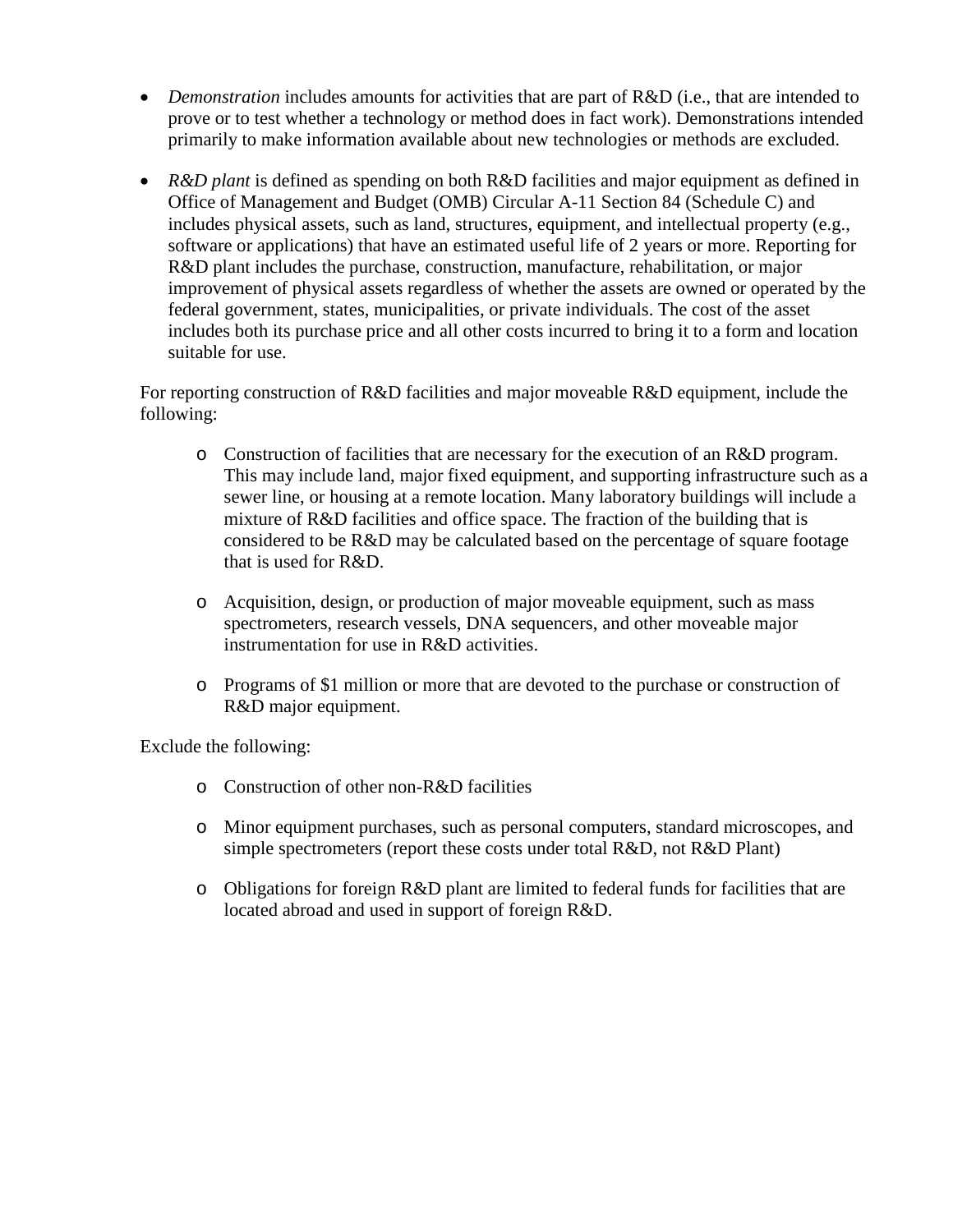- *Demonstration* includes amounts for activities that are part of R&D (i.e., that are intended to prove or to test whether a technology or method does in fact work). Demonstrations intended primarily to make information available about new technologies or methods are excluded.

- *R&D plant* is defined as spending on both R&D facilities and major equipment as defined in Office of Management and Budget (OMB) Circular A-11 Section 84 (Schedule C) and includes physical assets, such as land, structures, equipment, and intellectual property (e.g., software or applications) that have an estimated useful life of 2 years or more. Reporting for R&D plant includes the purchase, construction, manufacture, rehabilitation, or major improvement of physical assets regardless of whether the assets are owned or operated by the federal government, states, municipalities, or private individuals. The cost of the asset includes both its purchase price and all other costs incurred to bring it to a form and location suitable for use.

For reporting construction of R&D facilities and major moveable R&D equipment, include the following:

- Construction of facilities that are necessary for the execution of an R&D program. This may include land, major fixed equipment, and supporting infrastructure such as a sewer line, or housing at a remote location. Many laboratory buildings will include a mixture of R&D facilities and office space. The fraction of the building that is considered to be R&D may be calculated based on the percentage of square footage that is used for R&D.

- Acquisition, design, or production of major moveable equipment, such as mass spectrometers, research vessels, DNA sequencers, and other moveable major instrumentation for use in R&D activities.

- Programs of $1 million or more that are devoted to the purchase or construction of R&D major equipment.

Exclude the following:

- Construction of other non-R&D facilities

- Minor equipment purchases, such as personal computers, standard microscopes, and simple spectrometers (report these costs under total R&D, not R&D Plant)

- Obligations for foreign R&D plant are limited to federal funds for facilities that are located abroad and used in support of foreign R&D.